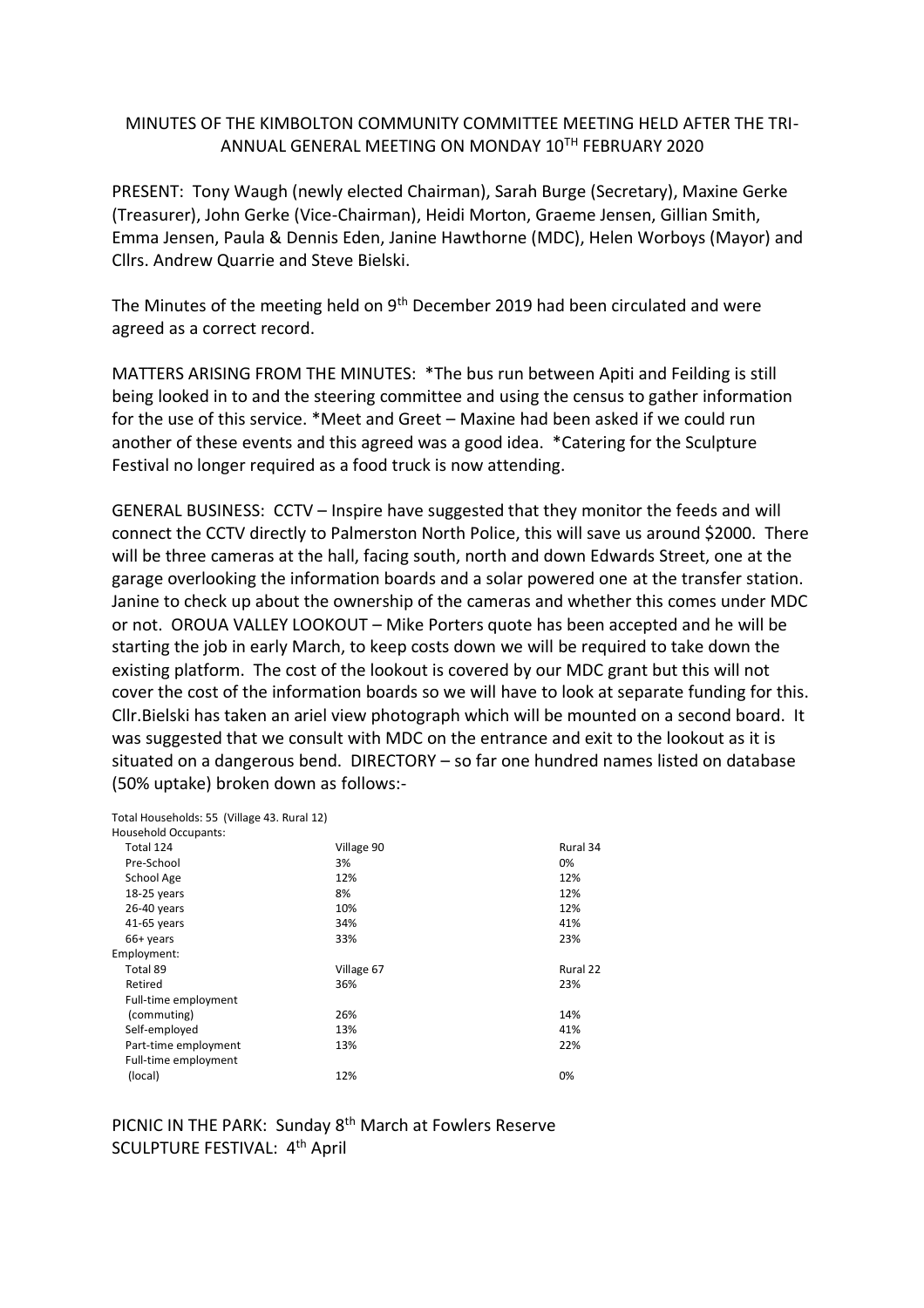MINUTES OF THE KIMBOLTON COMMUNITY COMMITTEE MEETING HELD AFTER THE TRI-ANNUAL GENERAL MEETING ON MONDAY 10TH FEBRUARY 2020

PRESENT: Tony Waugh (newly elected Chairman), Sarah Burge (Secretary), Maxine Gerke (Treasurer), John Gerke (Vice-Chairman), Heidi Morton, Graeme Jensen, Gillian Smith, Emma Jensen, Paula & Dennis Eden, Janine Hawthorne (MDC), Helen Worboys (Mayor) and Cllrs. Andrew Quarrie and Steve Bielski.

The Minutes of the meeting held on 9th December 2019 had been circulated and were agreed as a correct record.

MATTERS ARISING FROM THE MINUTES: *The bus run between Apiti and Feilding is still being looked in to and the steering committee and using the census to gather information for the use of this service. *Meet and Greet – Maxine had been asked if we could run another of these events and this agreed was a good idea. *Catering for the Sculpture Festival no longer required as a food truck is now attending.

GENERAL BUSINESS: CCTV – Inspire have suggested that they monitor the feeds and will connect the CCTV directly to Palmerston North Police, this will save us around $2000. There will be three cameras at the hall, facing south, north and down Edwards Street, one at the garage overlooking the information boards and a solar powered one at the transfer station. Janine to check up about the ownership of the cameras and whether this comes under MDC or not. OROUA VALLEY LOOKOUT – Mike Porters quote has been accepted and he will be starting the job in early March, to keep costs down we will be required to take down the existing platform. The cost of the lookout is covered by our MDC grant but this will not cover the cost of the information boards so we will have to look at separate funding for this. Cllr.Bielski has taken an ariel view photograph which will be mounted on a second board. It was suggested that we consult with MDC on the entrance and exit to the lookout as it is situated on a dangerous bend. DIRECTORY – so far one hundred names listed on database (50% uptake) broken down as follows:-

Total Households: 55 (Village 43. Rural 12)

| Household Occupants: | | |
|---|---|---|
| Total 124 | Village 90 | Rural 34 |
| Pre-School | 3% | 0% |
| School Age | 12% | 12% |
| 18-25 years | 8% | 12% |
| 26-40 years | 10% | 12% |
| 41-65 years | 34% | 41% |
| 66+ years | 33% | 23% |
| **Employment:** | | |
| Total 89 | Village 67 | Rural 22 |
| Retired | 36% | 23% |
| Full-time employment (commuting) | 26% | 14% |
| Self-employed | 13% | 41% |
| Part-time employment | 13% | 22% |
| Full-time employment (local) | 12% | 0% |

PICNIC IN THE PARK: Sunday 8th March at Fowlers Reserve
SCULPTURE FESTIVAL: 4th April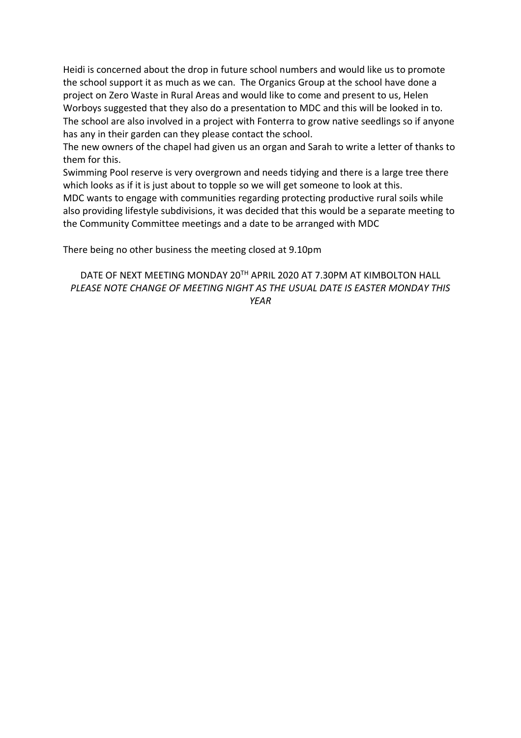Heidi is concerned about the drop in future school numbers and would like us to promote the school support it as much as we can. The Organics Group at the school have done a project on Zero Waste in Rural Areas and would like to come and present to us, Helen Worboys suggested that they also do a presentation to MDC and this will be looked in to. The school are also involved in a project with Fonterra to grow native seedlings so if anyone has any in their garden can they please contact the school.

The new owners of the chapel had given us an organ and Sarah to write a letter of thanks to them for this.

Swimming Pool reserve is very overgrown and needs tidying and there is a large tree there which looks as if it is just about to topple so we will get someone to look at this.

MDC wants to engage with communities regarding protecting productive rural soils while also providing lifestyle subdivisions, it was decided that this would be a separate meeting to the Community Committee meetings and a date to be arranged with MDC

There being no other business the meeting closed at 9.10pm

DATE OF NEXT MEETING MONDAY 20TH APRIL 2020 AT 7.30PM AT KIMBOLTON HALL

*PLEASE NOTE CHANGE OF MEETING NIGHT AS THE USUAL DATE IS EASTER MONDAY THIS YEAR*